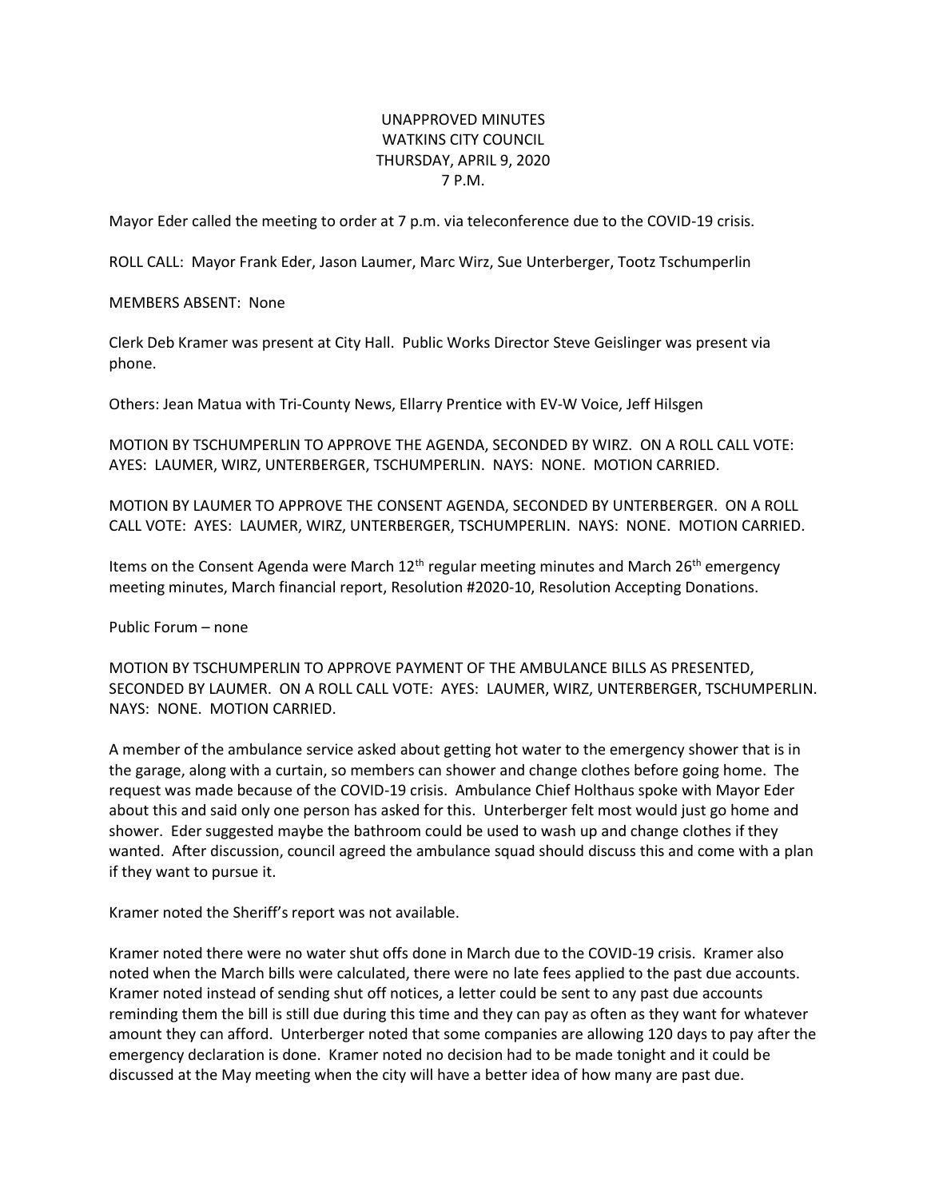# UNAPPROVED MINUTES
# WATKINS CITY COUNCIL
# THURSDAY, APRIL 9, 2020
# 7 P.M.

Mayor Eder called the meeting to order at 7 p.m. via teleconference due to the COVID-19 crisis.

ROLL CALL: Mayor Frank Eder, Jason Laumer, Marc Wirz, Sue Unterberger, Tootz Tschumperlin

MEMBERS ABSENT: None

Clerk Deb Kramer was present at City Hall. Public Works Director Steve Geislinger was present via phone.

Others: Jean Matua with Tri-County News, Ellarry Prentice with EV-W Voice, Jeff Hilsgen

MOTION BY TSCHUMPERLIN TO APPROVE THE AGENDA, SECONDED BY WIRZ. ON A ROLL CALL VOTE: AYES: LAUMER, WIRZ, UNTERBERGER, TSCHUMPERLIN. NAYS: NONE. MOTION CARRIED.

MOTION BY LAUMER TO APPROVE THE CONSENT AGENDA, SECONDED BY UNTERBERGER. ON A ROLL CALL VOTE: AYES: LAUMER, WIRZ, UNTERBERGER, TSCHUMPERLIN. NAYS: NONE. MOTION CARRIED.

Items on the Consent Agenda were March 12th regular meeting minutes and March 26th emergency meeting minutes, March financial report, Resolution #2020-10, Resolution Accepting Donations.

Public Forum – none

MOTION BY TSCHUMPERLIN TO APPROVE PAYMENT OF THE AMBULANCE BILLS AS PRESENTED, SECONDED BY LAUMER. ON A ROLL CALL VOTE: AYES: LAUMER, WIRZ, UNTERBERGER, TSCHUMPERLIN. NAYS: NONE. MOTION CARRIED.

A member of the ambulance service asked about getting hot water to the emergency shower that is in the garage, along with a curtain, so members can shower and change clothes before going home. The request was made because of the COVID-19 crisis. Ambulance Chief Holthaus spoke with Mayor Eder about this and said only one person has asked for this. Unterberger felt most would just go home and shower. Eder suggested maybe the bathroom could be used to wash up and change clothes if they wanted. After discussion, council agreed the ambulance squad should discuss this and come with a plan if they want to pursue it.

Kramer noted the Sheriff's report was not available.

Kramer noted there were no water shut offs done in March due to the COVID-19 crisis. Kramer also noted when the March bills were calculated, there were no late fees applied to the past due accounts. Kramer noted instead of sending shut off notices, a letter could be sent to any past due accounts reminding them the bill is still due during this time and they can pay as often as they want for whatever amount they can afford. Unterberger noted that some companies are allowing 120 days to pay after the emergency declaration is done. Kramer noted no decision had to be made tonight and it could be discussed at the May meeting when the city will have a better idea of how many are past due.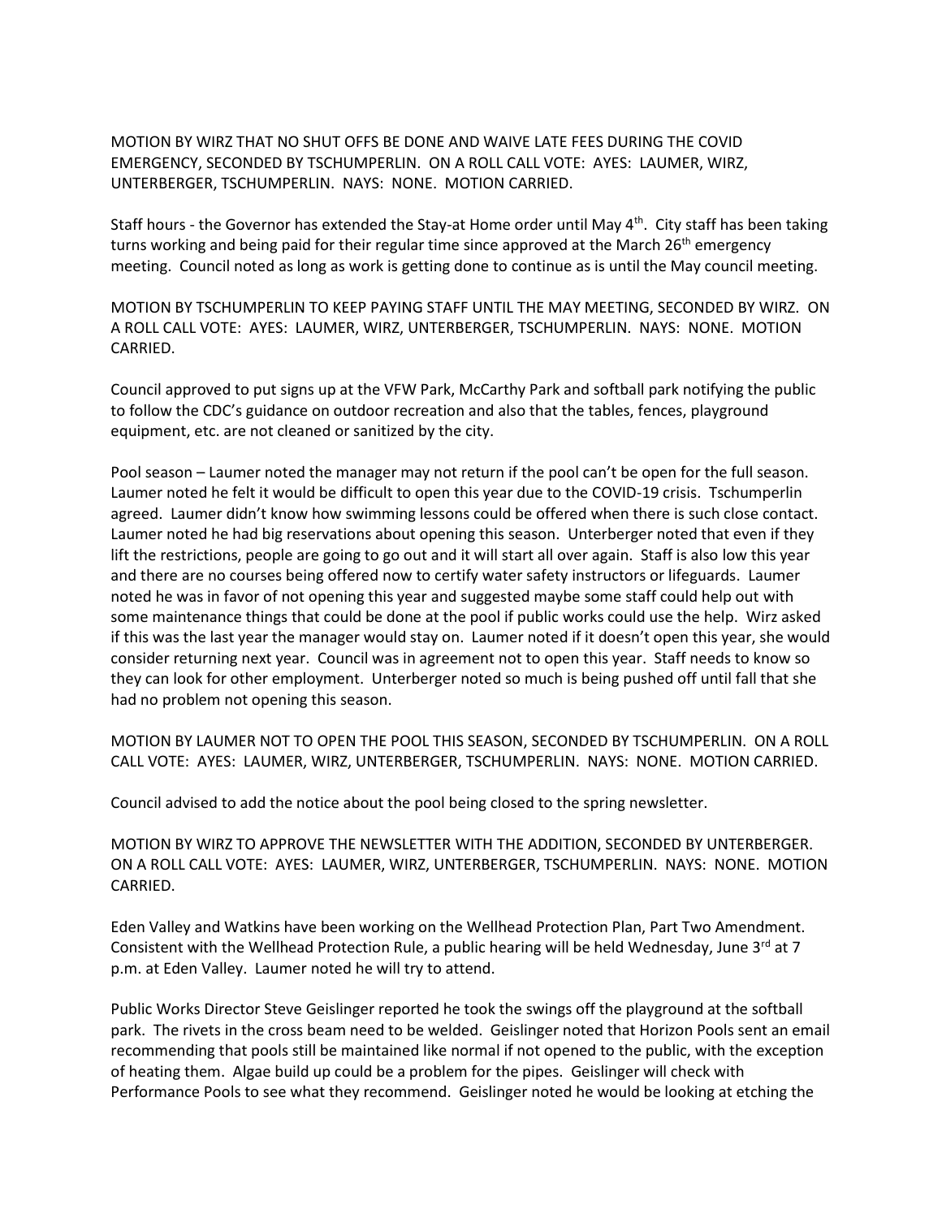MOTION BY WIRZ THAT NO SHUT OFFS BE DONE AND WAIVE LATE FEES DURING THE COVID EMERGENCY, SECONDED BY TSCHUMPERLIN. ON A ROLL CALL VOTE: AYES: LAUMER, WIRZ, UNTERBERGER, TSCHUMPERLIN. NAYS: NONE. MOTION CARRIED.

Staff hours - the Governor has extended the Stay-at Home order until May 4th. City staff has been taking turns working and being paid for their regular time since approved at the March 26th emergency meeting. Council noted as long as work is getting done to continue as is until the May council meeting.

MOTION BY TSCHUMPERLIN TO KEEP PAYING STAFF UNTIL THE MAY MEETING, SECONDED BY WIRZ. ON A ROLL CALL VOTE: AYES: LAUMER, WIRZ, UNTERBERGER, TSCHUMPERLIN. NAYS: NONE. MOTION CARRIED.

Council approved to put signs up at the VFW Park, McCarthy Park and softball park notifying the public to follow the CDC's guidance on outdoor recreation and also that the tables, fences, playground equipment, etc. are not cleaned or sanitized by the city.

Pool season – Laumer noted the manager may not return if the pool can't be open for the full season. Laumer noted he felt it would be difficult to open this year due to the COVID-19 crisis. Tschumperlin agreed. Laumer didn't know how swimming lessons could be offered when there is such close contact. Laumer noted he had big reservations about opening this season. Unterberger noted that even if they lift the restrictions, people are going to go out and it will start all over again. Staff is also low this year and there are no courses being offered now to certify water safety instructors or lifeguards. Laumer noted he was in favor of not opening this year and suggested maybe some staff could help out with some maintenance things that could be done at the pool if public works could use the help. Wirz asked if this was the last year the manager would stay on. Laumer noted if it doesn't open this year, she would consider returning next year. Council was in agreement not to open this year. Staff needs to know so they can look for other employment. Unterberger noted so much is being pushed off until fall that she had no problem not opening this season.

MOTION BY LAUMER NOT TO OPEN THE POOL THIS SEASON, SECONDED BY TSCHUMPERLIN. ON A ROLL CALL VOTE: AYES: LAUMER, WIRZ, UNTERBERGER, TSCHUMPERLIN. NAYS: NONE. MOTION CARRIED.

Council advised to add the notice about the pool being closed to the spring newsletter.

MOTION BY WIRZ TO APPROVE THE NEWSLETTER WITH THE ADDITION, SECONDED BY UNTERBERGER. ON A ROLL CALL VOTE: AYES: LAUMER, WIRZ, UNTERBERGER, TSCHUMPERLIN. NAYS: NONE. MOTION CARRIED.

Eden Valley and Watkins have been working on the Wellhead Protection Plan, Part Two Amendment. Consistent with the Wellhead Protection Rule, a public hearing will be held Wednesday, June 3rd at 7 p.m. at Eden Valley. Laumer noted he will try to attend.

Public Works Director Steve Geislinger reported he took the swings off the playground at the softball park. The rivets in the cross beam need to be welded. Geislinger noted that Horizon Pools sent an email recommending that pools still be maintained like normal if not opened to the public, with the exception of heating them. Algae build up could be a problem for the pipes. Geislinger will check with Performance Pools to see what they recommend. Geislinger noted he would be looking at etching the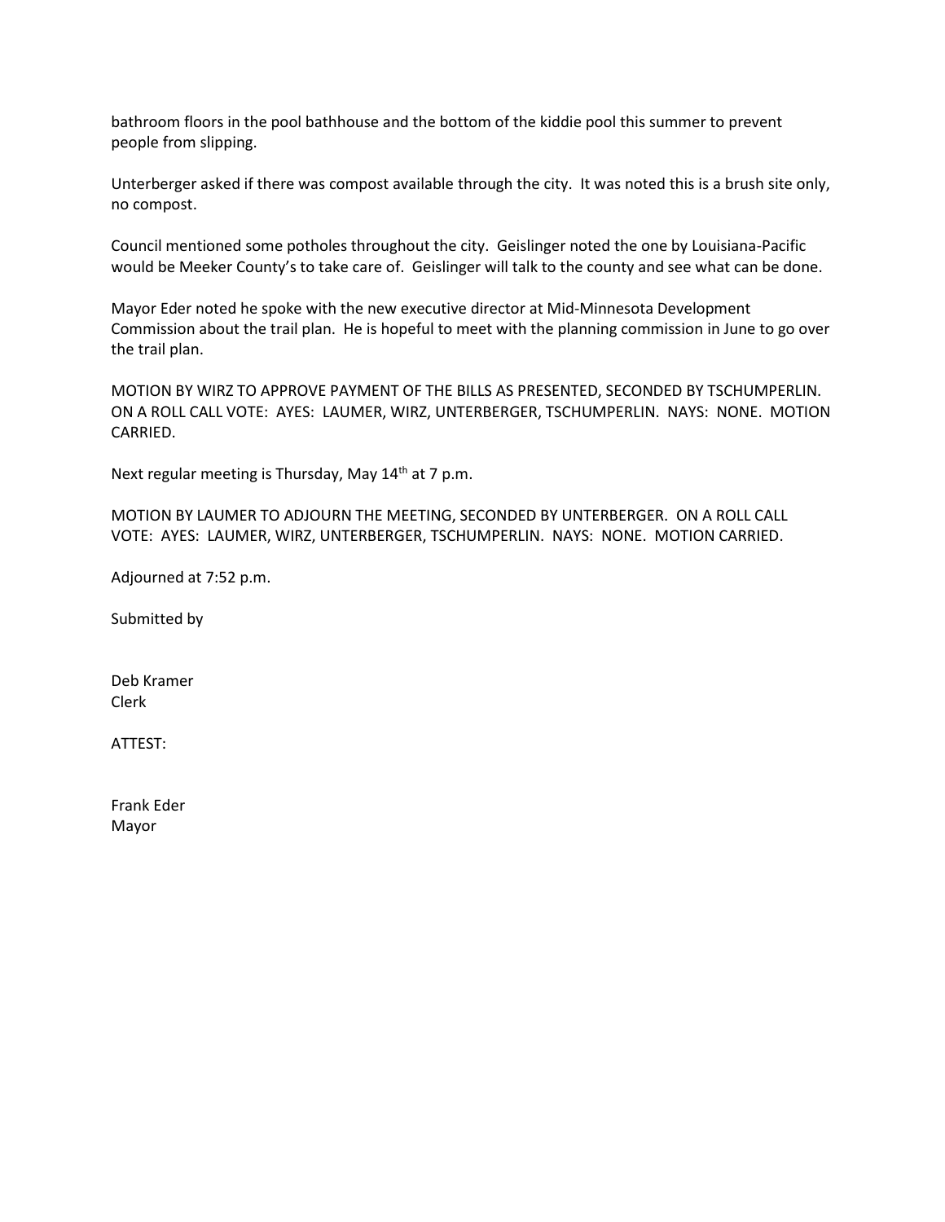bathroom floors in the pool bathhouse and the bottom of the kiddie pool this summer to prevent people from slipping.

Unterberger asked if there was compost available through the city. It was noted this is a brush site only, no compost.

Council mentioned some potholes throughout the city. Geislinger noted the one by Louisiana-Pacific would be Meeker County's to take care of. Geislinger will talk to the county and see what can be done.

Mayor Eder noted he spoke with the new executive director at Mid-Minnesota Development Commission about the trail plan. He is hopeful to meet with the planning commission in June to go over the trail plan.

MOTION BY WIRZ TO APPROVE PAYMENT OF THE BILLS AS PRESENTED, SECONDED BY TSCHUMPERLIN. ON A ROLL CALL VOTE: AYES: LAUMER, WIRZ, UNTERBERGER, TSCHUMPERLIN. NAYS: NONE. MOTION CARRIED.

Next regular meeting is Thursday, May 14th at 7 p.m.

MOTION BY LAUMER TO ADJOURN THE MEETING, SECONDED BY UNTERBERGER. ON A ROLL CALL VOTE: AYES: LAUMER, WIRZ, UNTERBERGER, TSCHUMPERLIN. NAYS: NONE. MOTION CARRIED.

Adjourned at 7:52 p.m.

Submitted by

Deb Kramer
Clerk

ATTEST:

Frank Eder
Mayor